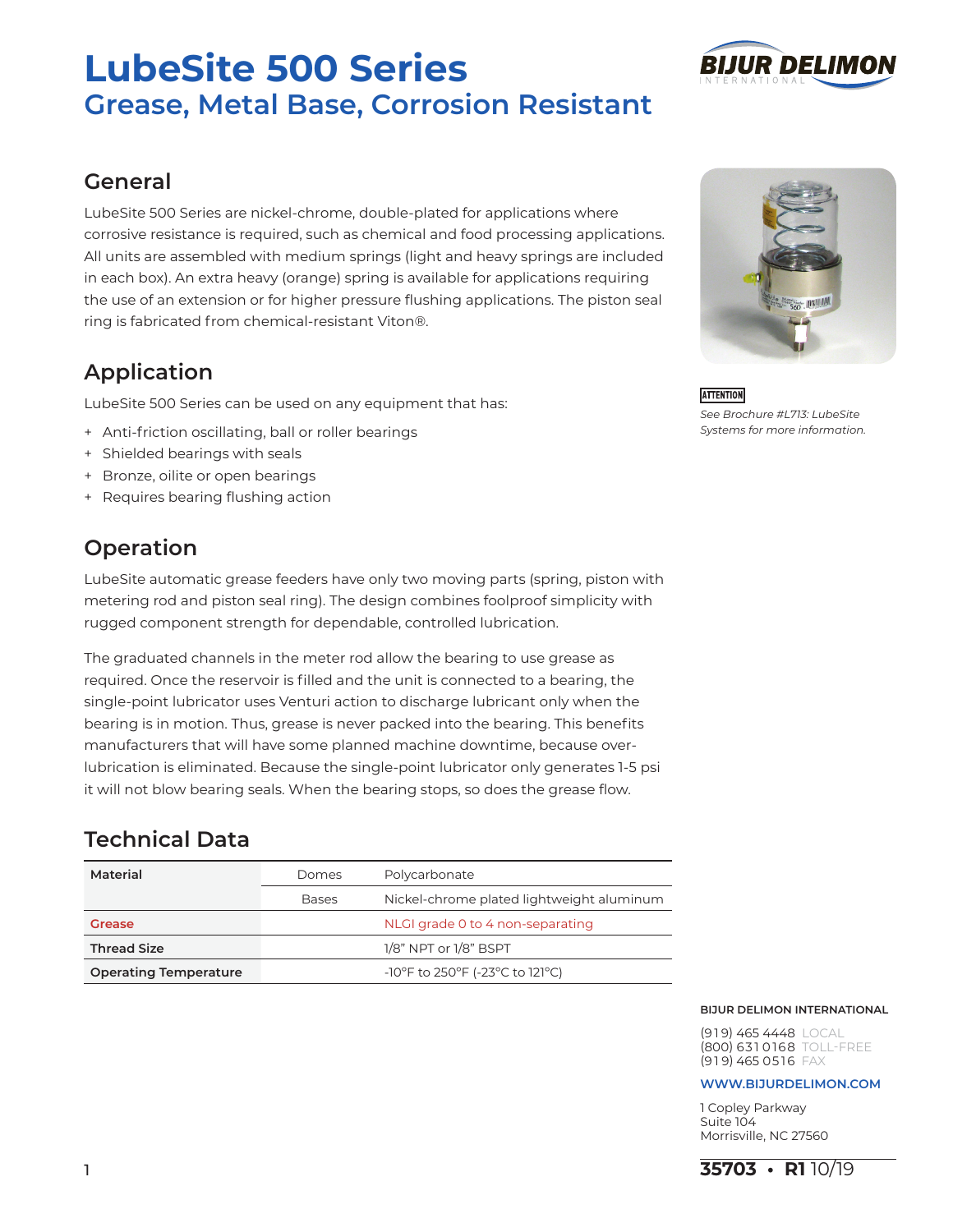# LubeSite 500 Series

## Grease, Metal Base, Corrosion Resistant

## General

LubeSite 500 Series are nickel-chrome, double-plated for applications where corrosive resistance is required, such as chemical and food processing applications. All units are assembled with medium springs (light and heavy springs are included in each box). An extra heavy (orange) spring is available for applications requiring the use of an extension or for higher pressure flushing applications. The piston seal ring is fabricated from chemical-resistant Viton®.

## Application

LubeSite 500 Series can be used on any equipment that has:

- Anti-friction oscillating, ball or roller bearings
- Shielded bearings with seals
- Bronze, oilite or open bearings
- Requires bearing flushing action

## Operation

LubeSite automatic grease feeders have only two moving parts (spring, piston with metering rod and piston seal ring). The design combines foolproof simplicity with rugged component strength for dependable, controlled lubrication.

The graduated channels in the meter rod allow the bearing to use grease as required. Once the reservoir is filled and the unit is connected to a bearing, the single-point lubricator uses Venturi action to discharge lubricant only when the bearing is in motion. Thus, grease is never packed into the bearing. This benefits manufacturers that will have some planned machine downtime, because over-lubrication is eliminated. Because the single-point lubricator only generates 1-5 psi it will not blow bearing seals. When the bearing stops, so does the grease flow.

## Technical Data

| | | |
|---|---|---|
| **Material** | Domes | Polycarbonate |
| | Bases | Nickel-chrome plated lightweight aluminum |
| **Grease** | | NLGI grade 0 to 4 non-separating |
| **Thread Size** | | 1/8" NPT or 1/8" BSPT |
| **Operating Temperature** | | -10°F to 250°F (-23°C to 121°C) |

**ATTENTION**

*See Brochure #L713: LubeSite Systems for more information.*

**BIJUR DELIMON INTERNATIONAL**

(919) 465 4448 LOCAL
(800) 631 0168 TOLL-FREE
(919) 465 0516 FAX

**WWW.BIJURDELIMON.COM**

1 Copley Parkway
Suite 104
Morrisville, NC 27560

**35703 • R1** 10/19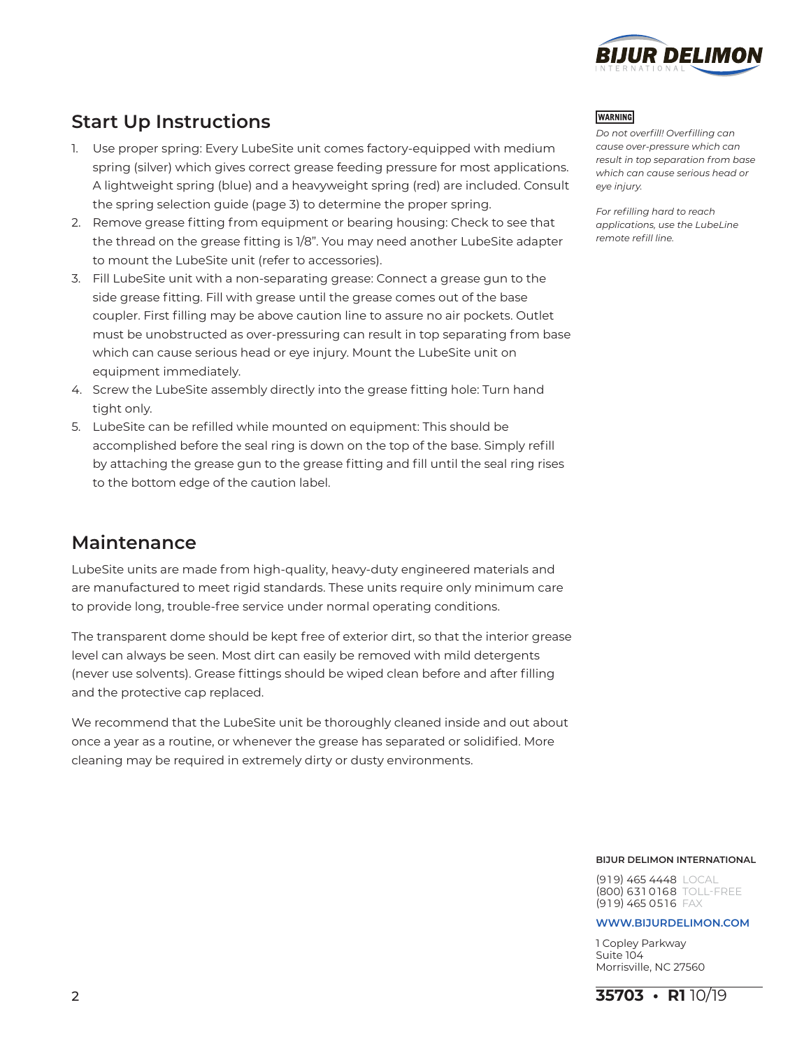## Start Up Instructions

1. Use proper spring: Every LubeSite unit comes factory-equipped with medium spring (silver) which gives correct grease feeding pressure for most applications. A lightweight spring (blue) and a heavyweight spring (red) are included. Consult the spring selection guide (page 3) to determine the proper spring.
2. Remove grease fitting from equipment or bearing housing: Check to see that the thread on the grease fitting is 1/8". You may need another LubeSite adapter to mount the LubeSite unit (refer to accessories).
3. Fill LubeSite unit with a non-separating grease: Connect a grease gun to the side grease fitting. Fill with grease until the grease comes out of the base coupler. First filling may be above caution line to assure no air pockets. Outlet must be unobstructed as over-pressuring can result in top separating from base which can cause serious head or eye injury. Mount the LubeSite unit on equipment immediately.
4. Screw the LubeSite assembly directly into the grease fitting hole: Turn hand tight only.
5. LubeSite can be refilled while mounted on equipment: This should be accomplished before the seal ring is down on the top of the base. Simply refill by attaching the grease gun to the grease fitting and fill until the seal ring rises to the bottom edge of the caution label.

**WARNING**

*Do not overfill! Overfilling can cause over-pressure which can result in top separation from base which can cause serious head or eye injury.*

*For refilling hard to reach applications, use the LubeLine remote refill line.*

## Maintenance

LubeSite units are made from high-quality, heavy-duty engineered materials and are manufactured to meet rigid standards. These units require only minimum care to provide long, trouble-free service under normal operating conditions.

The transparent dome should be kept free of exterior dirt, so that the interior grease level can always be seen. Most dirt can easily be removed with mild detergents (never use solvents). Grease fittings should be wiped clean before and after filling and the protective cap replaced.

We recommend that the LubeSite unit be thoroughly cleaned inside and out about once a year as a routine, or whenever the grease has separated or solidified. More cleaning may be required in extremely dirty or dusty environments.

**BIJUR DELIMON INTERNATIONAL**

(919) 465 4448 LOCAL
(800) 631 0168 TOLL-FREE
(919) 465 0516 FAX

**WWW.BIJURDELIMON.COM**

1 Copley Parkway
Suite 104
Morrisville, NC 27560

**35703 • R1** 10/19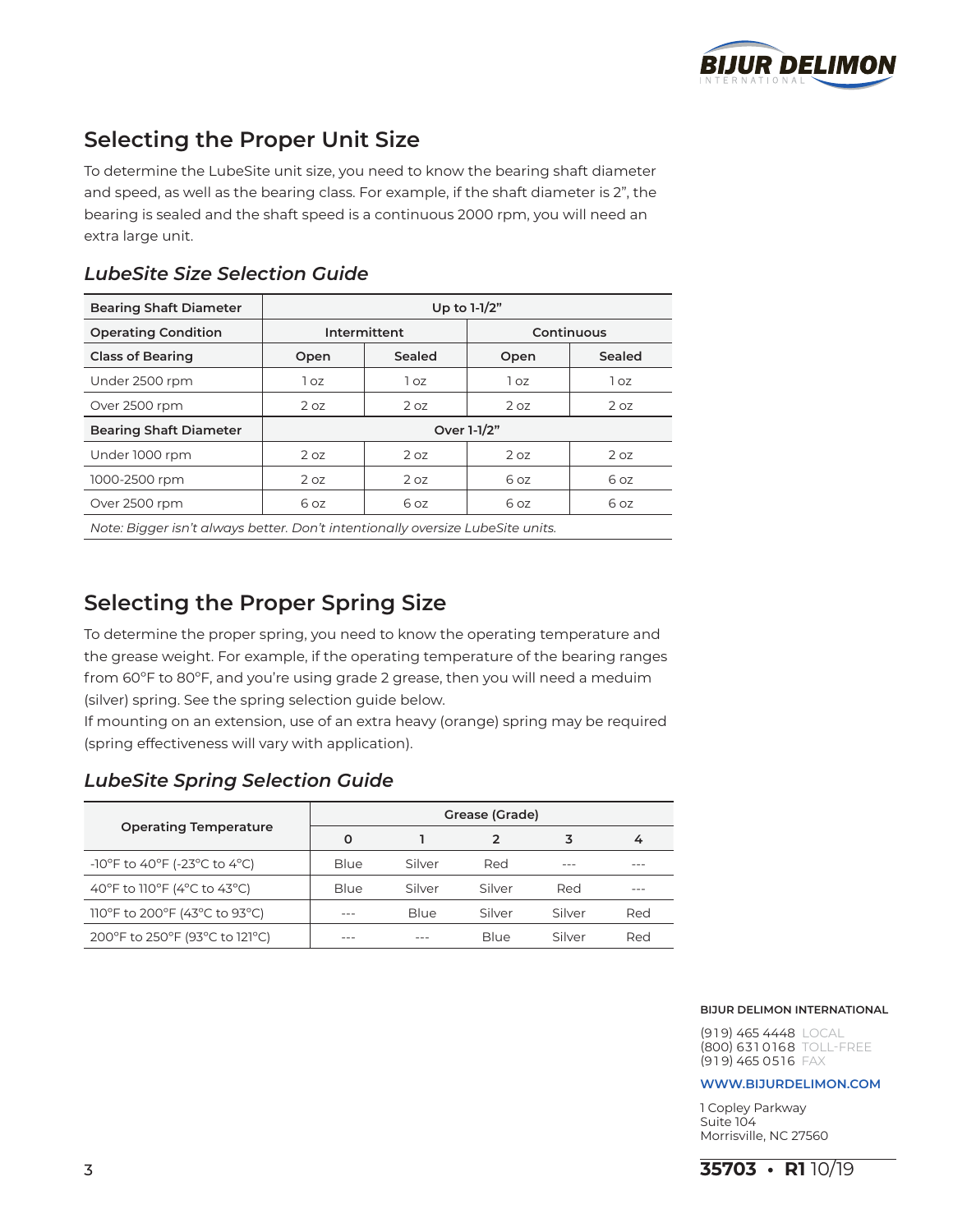## Selecting the Proper Unit Size

To determine the LubeSite unit size, you need to know the bearing shaft diameter and speed, as well as the bearing class. For example, if the shaft diameter is 2", the bearing is sealed and the shaft speed is a continuous 2000 rpm, you will need an extra large unit.

### *LubeSite Size Selection Guide*

| Bearing Shaft Diameter | Up to 1-1/2" | | | |
|---|---|---|---|---|
| **Operating Condition** | **Intermittent** | | **Continuous** | |
| **Class of Bearing** | **Open** | **Sealed** | **Open** | **Sealed** |
| Under 2500 rpm | 1 oz | 1 oz | 1 oz | 1 oz |
| Over 2500 rpm | 2 oz | 2 oz | 2 oz | 2 oz |
| **Bearing Shaft Diameter** | **Over 1-1/2"** | | | |
| Under 1000 rpm | 2 oz | 2 oz | 2 oz | 2 oz |
| 1000-2500 rpm | 2 oz | 2 oz | 6 oz | 6 oz |
| Over 2500 rpm | 6 oz | 6 oz | 6 oz | 6 oz |

*Note: Bigger isn't always better. Don't intentionally oversize LubeSite units.*

## Selecting the Proper Spring Size

To determine the proper spring, you need to know the operating temperature and the grease weight. For example, if the operating temperature of the bearing ranges from 60°F to 80°F, and you're using grade 2 grease, then you will need a meduim (silver) spring. See the spring selection guide below.

If mounting on an extension, use of an extra heavy (orange) spring may be required (spring effectiveness will vary with application).

### *LubeSite Spring Selection Guide*

| Operating Temperature | Grease (Grade) | | | | |
|---|---|---|---|---|---|
| | **0** | **1** | **2** | **3** | **4** |
| -10°F to 40°F (-23°C to 4°C) | Blue | Silver | Red | --- | --- |
| 40°F to 110°F (4°C to 43°C) | Blue | Silver | Silver | Red | --- |
| 110°F to 200°F (43°C to 93°C) | --- | Blue | Silver | Silver | Red |
| 200°F to 250°F (93°C to 121°C) | --- | --- | Blue | Silver | Red |

**BIJUR DELIMON INTERNATIONAL**

(919) 465 4448 LOCAL
(800) 631 0168 TOLL-FREE
(919) 465 0516 FAX

**WWW.BIJURDELIMON.COM**

1 Copley Parkway
Suite 104
Morrisville, NC 27560

**35703 • R1** 10/19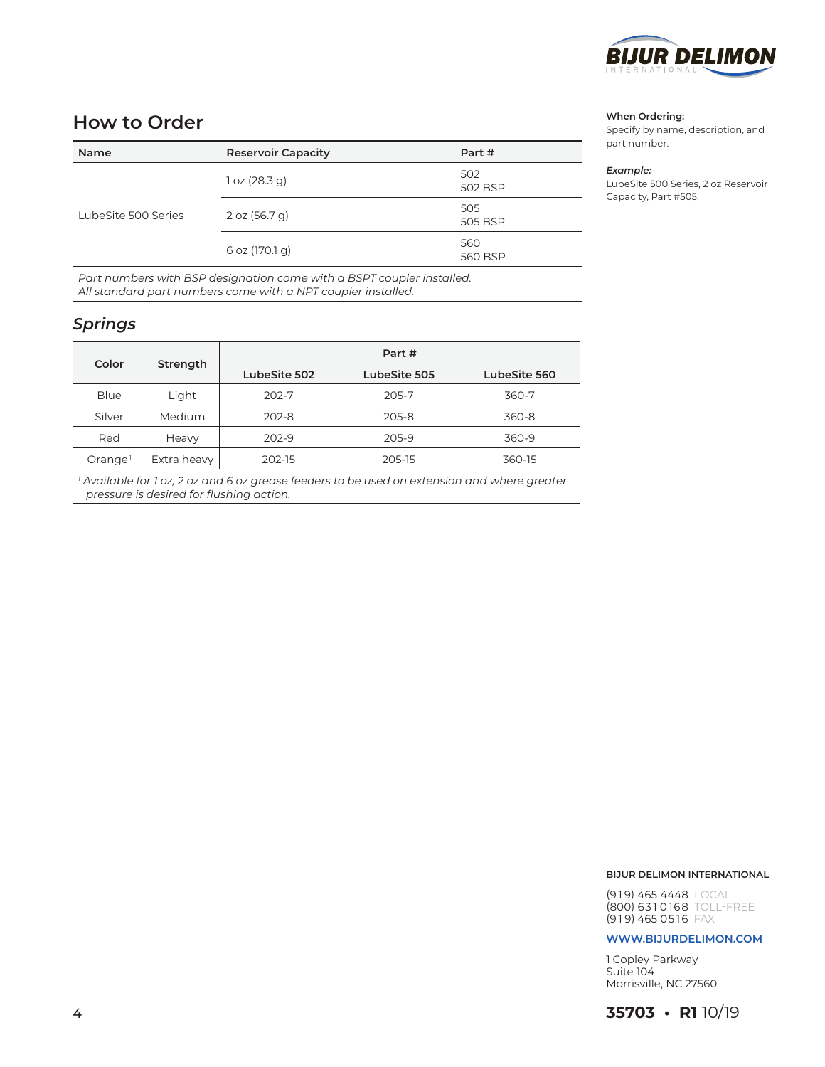## How to Order

| Name | Reservoir Capacity | Part # |
|---|---|---|
| LubeSite 500 Series | 1 oz (28.3 g) | 502<br>502 BSP |
| | 2 oz (56.7 g) | 505<br>505 BSP |
| | 6 oz (170.1 g) | 560<br>560 BSP |

*Part numbers with BSP designation come with a BSPT coupler installed.*
*All standard part numbers come with a NPT coupler installed.*

**When Ordering:**
Specify by name, description, and part number.

***Example:***
LubeSite 500 Series, 2 oz Reservoir Capacity, Part #505.

## *Springs*

| Color | Strength | Part # | | |
|---|---|---|---|---|
| | | LubeSite 502 | LubeSite 505 | LubeSite 560 |
| Blue | Light | 202-7 | 205-7 | 360-7 |
| Silver | Medium | 202-8 | 205-8 | 360-8 |
| Red | Heavy | 202-9 | 205-9 | 360-9 |
| Orange[1] | Extra heavy | 202-15 | 205-15 | 360-15 |

[1] *Available for 1 oz, 2 oz and 6 oz grease feeders to be used on extension and where greater pressure is desired for flushing action.*

**BIJUR DELIMON INTERNATIONAL**

(919) 465 4448 LOCAL
(800) 631 0168 TOLL-FREE
(919) 465 0516 FAX

**WWW.BIJURDELIMON.COM**

1 Copley Parkway
Suite 104
Morrisville, NC 27560

**35703 • R1** 10/19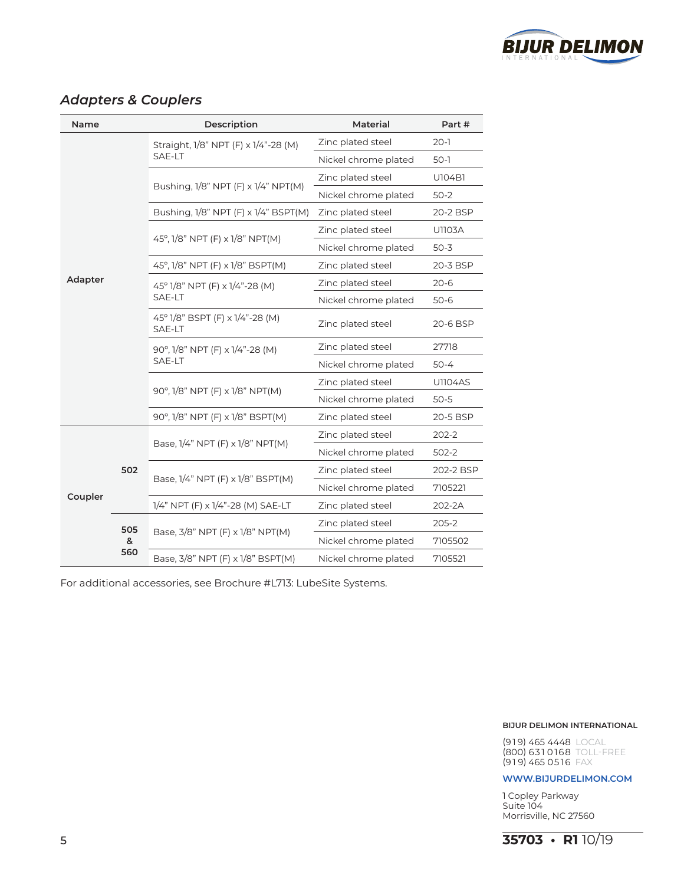## *Adapters & Couplers*

| Name | | Description | Material | Part # |
|---|---|---|---|---|
| Adapter | | Straight, 1/8" NPT (F) x 1/4"-28 (M) SAE-LT | Zinc plated steel | 20-1 |
| | | | Nickel chrome plated | 50-1 |
| | | Bushing, 1/8" NPT (F) x 1/4" NPT(M) | Zinc plated steel | U104B1 |
| | | | Nickel chrome plated | 50-2 |
| | | Bushing, 1/8" NPT (F) x 1/4" BSPT(M) | Zinc plated steel | 20-2 BSP |
| | | 45°, 1/8" NPT (F) x 1/8" NPT(M) | Zinc plated steel | U1103A |
| | | | Nickel chrome plated | 50-3 |
| | | 45°, 1/8" NPT (F) x 1/8" BSPT(M) | Zinc plated steel | 20-3 BSP |
| | | 45° 1/8" NPT (F) x 1/4"-28 (M) SAE-LT | Zinc plated steel | 20-6 |
| | | | Nickel chrome plated | 50-6 |
| | | 45° 1/8" BSPT (F) x 1/4"-28 (M) SAE-LT | Zinc plated steel | 20-6 BSP |
| | | 90°, 1/8" NPT (F) x 1/4"-28 (M) SAE-LT | Zinc plated steel | 27718 |
| | | | Nickel chrome plated | 50-4 |
| | | 90°, 1/8" NPT (F) x 1/8" NPT(M) | Zinc plated steel | U1104AS |
| | | | Nickel chrome plated | 50-5 |
| | | 90°, 1/8" NPT (F) x 1/8" BSPT(M) | Zinc plated steel | 20-5 BSP |
| Coupler | 502 | Base, 1/4" NPT (F) x 1/8" NPT(M) | Zinc plated steel | 202-2 |
| | | | Nickel chrome plated | 502-2 |
| | | Base, 1/4" NPT (F) x 1/8" BSPT(M) | Zinc plated steel | 202-2 BSP |
| | | | Nickel chrome plated | 7105221 |
| | | 1/4" NPT (F) x 1/4"-28 (M) SAE-LT | Zinc plated steel | 202-2A |
| | 505 & 560 | Base, 3/8" NPT (F) x 1/8" NPT(M) | Zinc plated steel | 205-2 |
| | | | Nickel chrome plated | 7105502 |
| | | Base, 3/8" NPT (F) x 1/8" BSPT(M) | Nickel chrome plated | 7105521 |

For additional accessories, see Brochure #L713: LubeSite Systems.

**BIJUR DELIMON INTERNATIONAL**

(919) 465 4448 LOCAL
(800) 631 0168 TOLL-FREE
(919) 465 0516 FAX

**WWW.BIJURDELIMON.COM**

1 Copley Parkway
Suite 104
Morrisville, NC 27560

**35703 • R1** 10/19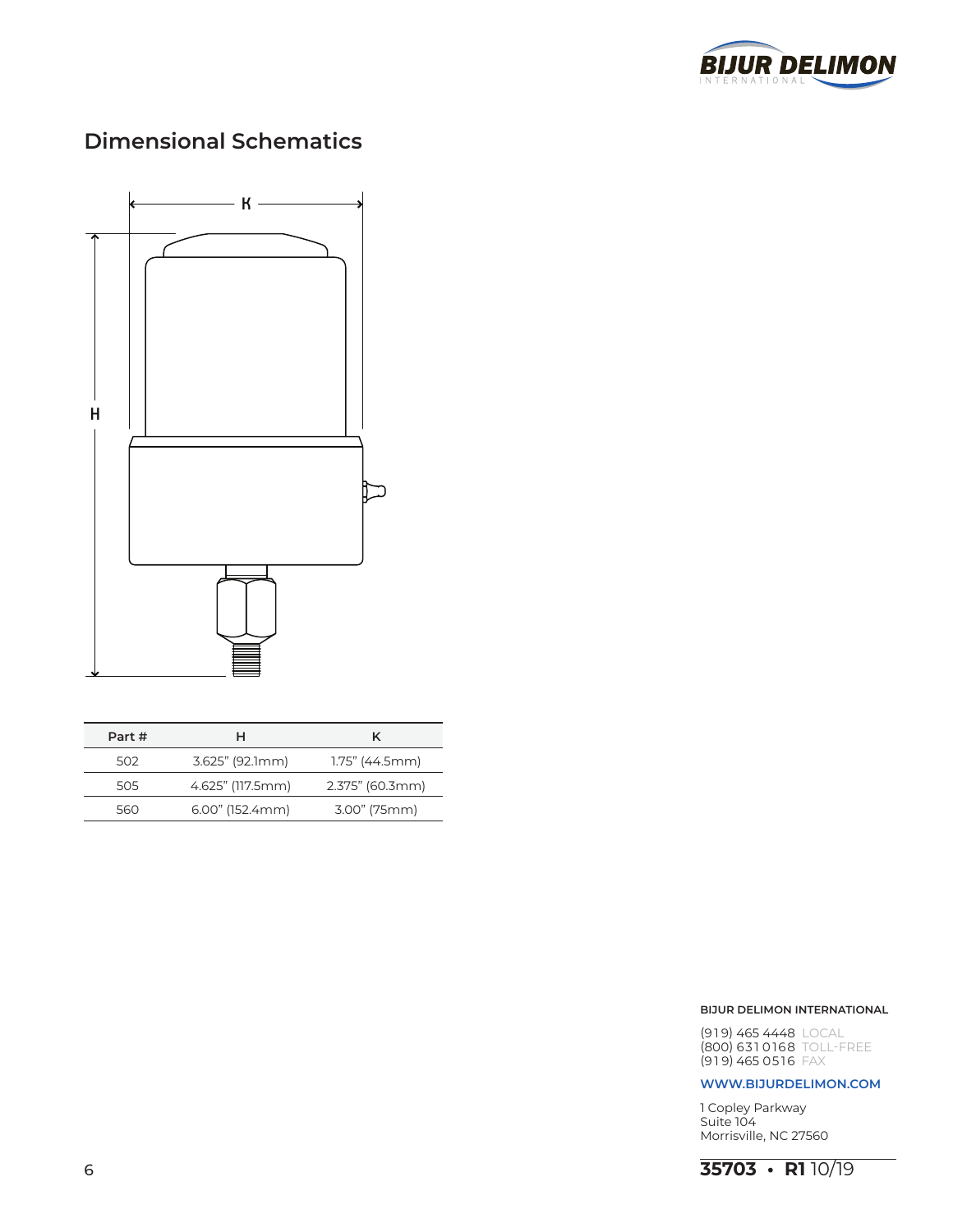## Dimensional Schematics

K

H

| Part # | H | K |
|---|---|---|
| 502 | 3.625" (92.1mm) | 1.75" (44.5mm) |
| 505 | 4.625" (117.5mm) | 2.375" (60.3mm) |
| 560 | 6.00" (152.4mm) | 3.00" (75mm) |

**BIJUR DELIMON INTERNATIONAL**

(919) 465 4448 LOCAL
(800) 631 0168 TOLL-FREE
(919) 465 0516 FAX

**WWW.BIJURDELIMON.COM**

1 Copley Parkway
Suite 104
Morrisville, NC 27560

**35703 • R1** 10/19